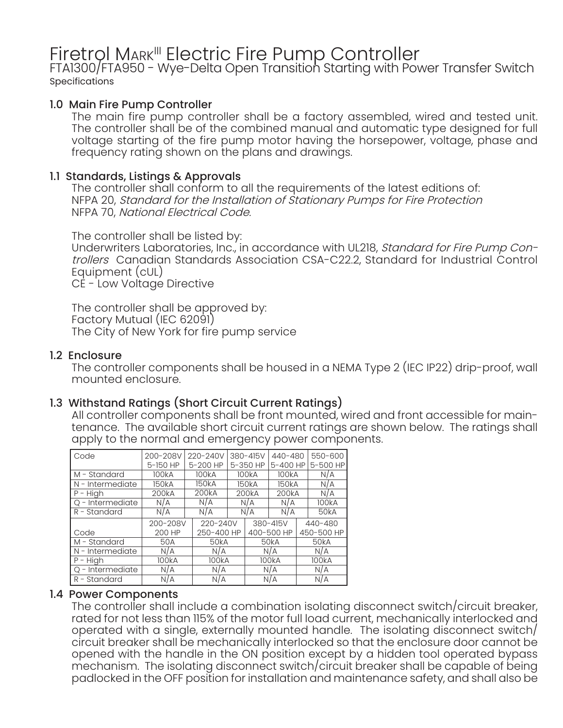# Firetrol Mark[III] Electric Fire Pump Controller

FTA1300/FTA950 - Wye-Delta Open Transition Starting with Power Transfer Switch

Specifications

## 1.0 Main Fire Pump Controller

The main fire pump controller shall be a factory assembled, wired and tested unit. The controller shall be of the combined manual and automatic type designed for full voltage starting of the fire pump motor having the horsepower, voltage, phase and frequency rating shown on the plans and drawings.

## 1.1 Standards, Listings & Approvals

The controller shall conform to all the requirements of the latest editions of:
NFPA 20, *Standard for the Installation of Stationary Pumps for Fire Protection*
NFPA 70, *National Electrical Code.*

The controller shall be listed by:
Underwriters Laboratories, Inc., in accordance with UL218, *Standard for Fire Pump Controllers* Canadian Standards Association CSA-C22.2, Standard for Industrial Control Equipment (cUL)
CE - Low Voltage Directive

The controller shall be approved by:
Factory Mutual (IEC 62091)
The City of New York for fire pump service

## 1.2 Enclosure

The controller components shall be housed in a NEMA Type 2 (IEC IP22) drip-proof, wall mounted enclosure.

## 1.3 Withstand Ratings (Short Circuit Current Ratings)

All controller components shall be front mounted, wired and front accessible for maintenance. The available short circuit current ratings are shown below. The ratings shall apply to the normal and emergency power components.

| Code | 200-208V 5-150 HP | 220-240V 5-200 HP | 380-415V 5-350 HP | 440-480 5-400 HP | 550-600 5-500 HP |
|---|---|---|---|---|---|
| M - Standard | 100kA | 100kA | 100kA | 100kA | N/A |
| N - Intermediate | 150kA | 150kA | 150kA | 150kA | N/A |
| P - High | 200kA | 200kA | 200kA | 200kA | N/A |
| Q - Intermediate | N/A | N/A | N/A | N/A | 100kA |
| R - Standard | N/A | N/A | N/A | N/A | 50kA |

| Code | 200-208V 200 HP | 220-240V 250-400 HP | 380-415V 400-500 HP | 440-480 450-500 HP |
|---|---|---|---|---|
| M - Standard | 50A | 50kA | 50kA | 50kA |
| N - Intermediate | N/A | N/A | N/A | N/A |
| P - High | 100kA | 100kA | 100kA | 100kA |
| Q - Intermediate | N/A | N/A | N/A | N/A |
| R - Standard | N/A | N/A | N/A | N/A |

## 1.4 Power Components

The controller shall include a combination isolating disconnect switch/circuit breaker, rated for not less than 115% of the motor full load current, mechanically interlocked and operated with a single, externally mounted handle. The isolating disconnect switch/circuit breaker shall be mechanically interlocked so that the enclosure door cannot be opened with the handle in the ON position except by a hidden tool operated bypass mechanism. The isolating disconnect switch/circuit breaker shall be capable of being padlocked in the OFF position for installation and maintenance safety, and shall also be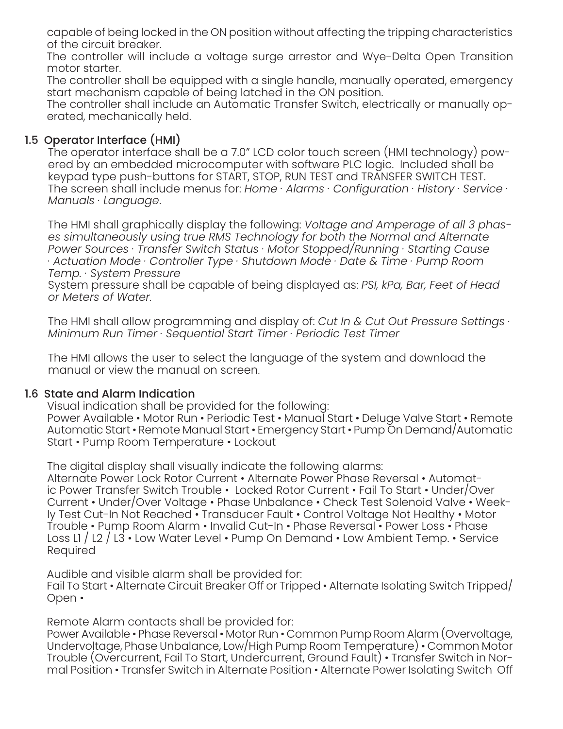capable of being locked in the ON position without affecting the tripping characteristics of the circuit breaker.
The controller will include a voltage surge arrestor and Wye-Delta Open Transition motor starter.
The controller shall be equipped with a single handle, manually operated, emergency start mechanism capable of being latched in the ON position.
The controller shall include an Automatic Transfer Switch, electrically or manually operated, mechanically held.

## 1.5 Operator Interface (HMI)

The operator interface shall be a 7.0" LCD color touch screen (HMI technology) powered by an embedded microcomputer with software PLC logic. Included shall be keypad type push-buttons for START, STOP, RUN TEST and TRANSFER SWITCH TEST. The screen shall include menus for: *Home · Alarms · Configuration · History · Service · Manuals · Language*.

The HMI shall graphically display the following: *Voltage and Amperage of all 3 phases simultaneously using true RMS Technology for both the Normal and Alternate Power Sources · Transfer Switch Status · Motor Stopped/Running · Starting Cause · Actuation Mode · Controller Type · Shutdown Mode · Date & Time · Pump Room Temp. · System Pressure*
System pressure shall be capable of being displayed as: *PSI, kPa, Bar, Feet of Head or Meters of Water.*

The HMI shall allow programming and display of: *Cut In & Cut Out Pressure Settings · Minimum Run Timer · Sequential Start Timer · Periodic Test Timer*

The HMI allows the user to select the language of the system and download the manual or view the manual on screen.

## 1.6 State and Alarm Indication

Visual indication shall be provided for the following:
Power Available • Motor Run • Periodic Test • Manual Start • Deluge Valve Start • Remote Automatic Start • Remote Manual Start • Emergency Start • Pump On Demand/Automatic Start • Pump Room Temperature • Lockout

The digital display shall visually indicate the following alarms:
Alternate Power Lock Rotor Current • Alternate Power Phase Reversal • Automatic Power Transfer Switch Trouble • Locked Rotor Current • Fail To Start • Under/Over Current • Under/Over Voltage • Phase Unbalance • Check Test Solenoid Valve • Weekly Test Cut-In Not Reached • Transducer Fault • Control Voltage Not Healthy • Motor Trouble • Pump Room Alarm • Invalid Cut-In • Phase Reversal • Power Loss • Phase Loss L1 / L2 / L3 • Low Water Level • Pump On Demand • Low Ambient Temp. • Service Required

Audible and visible alarm shall be provided for:
Fail To Start • Alternate Circuit Breaker Off or Tripped • Alternate Isolating Switch Tripped/Open •

Remote Alarm contacts shall be provided for:
Power Available • Phase Reversal • Motor Run • Common Pump Room Alarm (Overvoltage, Undervoltage, Phase Unbalance, Low/High Pump Room Temperature) • Common Motor Trouble (Overcurrent, Fail To Start, Undercurrent, Ground Fault) • Transfer Switch in Normal Position • Transfer Switch in Alternate Position • Alternate Power Isolating Switch Off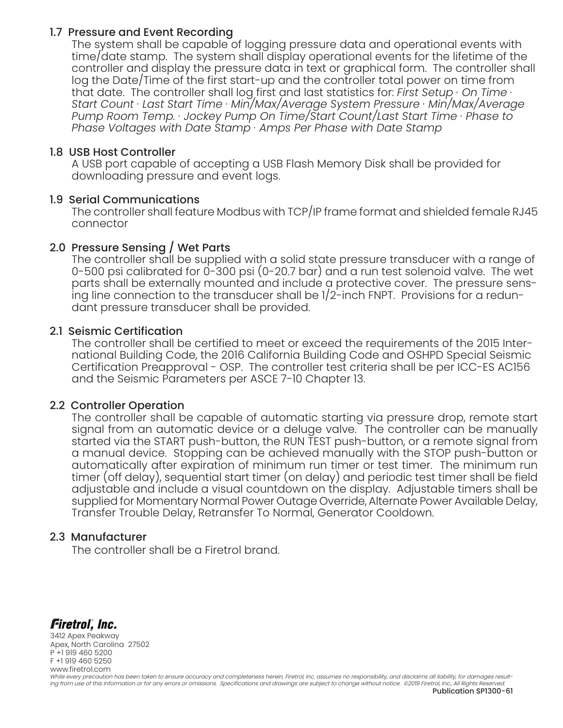### 1.7 Pressure and Event Recording

The system shall be capable of logging pressure data and operational events with time/date stamp. The system shall display operational events for the lifetime of the controller and display the pressure data in text or graphical form. The controller shall log the Date/Time of the first start-up and the controller total power on time from that date. The controller shall log first and last statistics for: *First Setup · On Time · Start Count · Last Start Time · Min/Max/Average System Pressure · Min/Max/Average Pump Room Temp. · Jockey Pump On Time/Start Count/Last Start Time · Phase to Phase Voltages with Date Stamp · Amps Per Phase with Date Stamp*

### 1.8 USB Host Controller

A USB port capable of accepting a USB Flash Memory Disk shall be provided for downloading pressure and event logs.

### 1.9 Serial Communications

The controller shall feature Modbus with TCP/IP frame format and shielded female RJ45 connector

### 2.0 Pressure Sensing / Wet Parts

The controller shall be supplied with a solid state pressure transducer with a range of 0-500 psi calibrated for 0-300 psi (0-20.7 bar) and a run test solenoid valve. The wet parts shall be externally mounted and include a protective cover. The pressure sensing line connection to the transducer shall be 1/2-inch FNPT. Provisions for a redundant pressure transducer shall be provided.

### 2.1 Seismic Certification

The controller shall be certified to meet or exceed the requirements of the 2015 International Building Code, the 2016 California Building Code and OSHPD Special Seismic Certification Preapproval - OSP. The controller test criteria shall be per ICC-ES AC156 and the Seismic Parameters per ASCE 7-10 Chapter 13.

### 2.2 Controller Operation

The controller shall be capable of automatic starting via pressure drop, remote start signal from an automatic device or a deluge valve. The controller can be manually started via the START push-button, the RUN TEST push-button, or a remote signal from a manual device. Stopping can be achieved manually with the STOP push-button or automatically after expiration of minimum run timer or test timer. The minimum run timer (off delay), sequential start timer (on delay) and periodic test timer shall be field adjustable and include a visual countdown on the display. Adjustable timers shall be supplied for Momentary Normal Power Outage Override, Alternate Power Available Delay, Transfer Trouble Delay, Retransfer To Normal, Generator Cooldown.

### 2.3 Manufacturer

The controller shall be a Firetrol brand.

**Firetrol, Inc.**
3412 Apex Peakway
Apex, North Carolina 27502
P +1 919 460 5200
F +1 919 460 5250
www.firetrol.com

*While every precaution has been taken to ensure accuracy and completeness herein, Firetrol, Inc. assumes no responsibility, and disclaims all liability, for damages resulting from use of this information or for any errors or omissions. Specifications and drawings are subject to change without notice. ©2019 Firetrol, Inc., All Rights Reserved.*

Publication SP1300-61